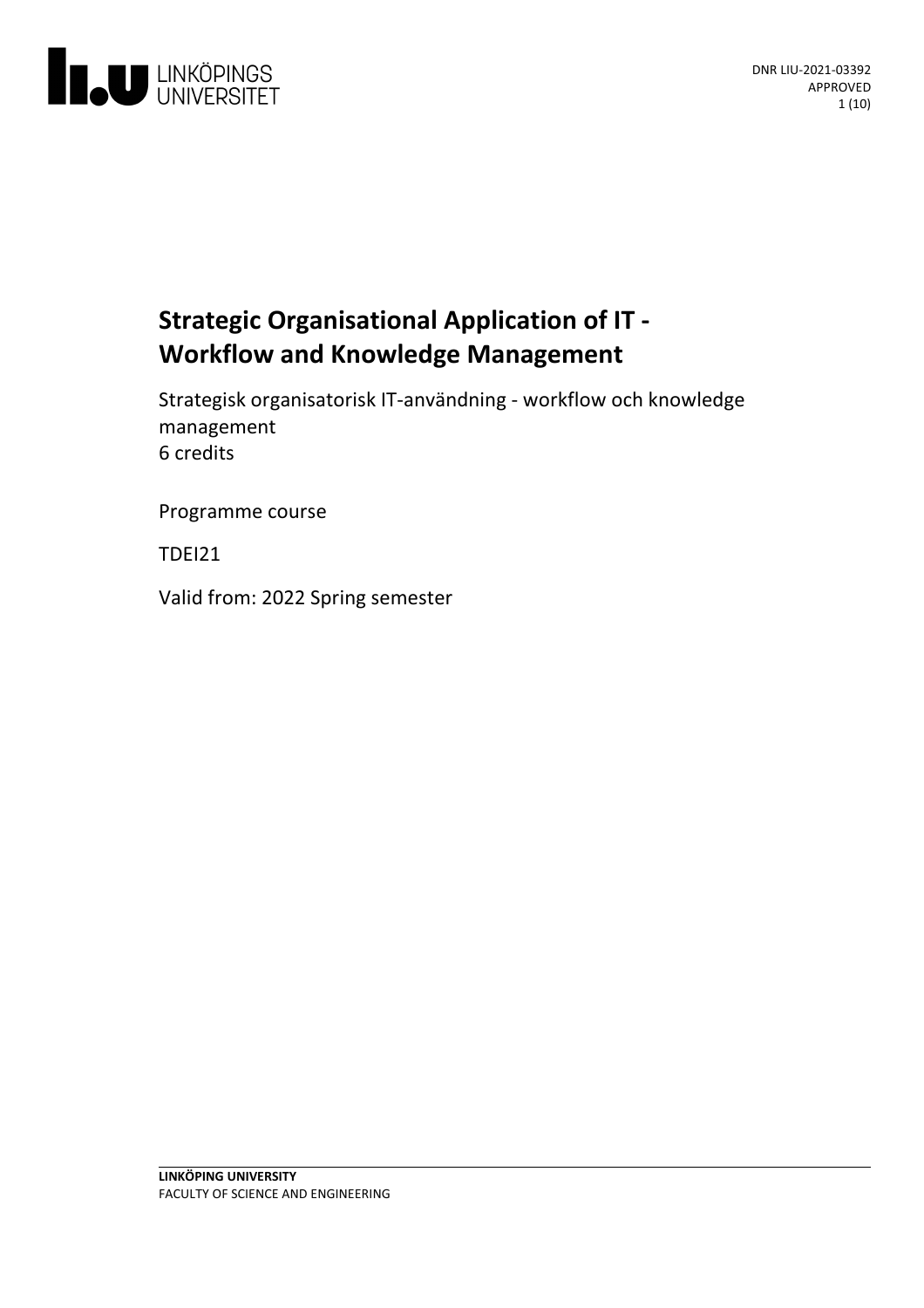DNR LIU-2021-03392
APPROVED

# Strategic Organisational Application of IT - Workflow and Knowledge Management

Strategisk organisatorisk IT-användning - workflow och knowledge management
6 credits

Programme course

TDEI21

Valid from: 2022 Spring semester

**LINKÖPING UNIVERSITY**
FACULTY OF SCIENCE AND ENGINEERING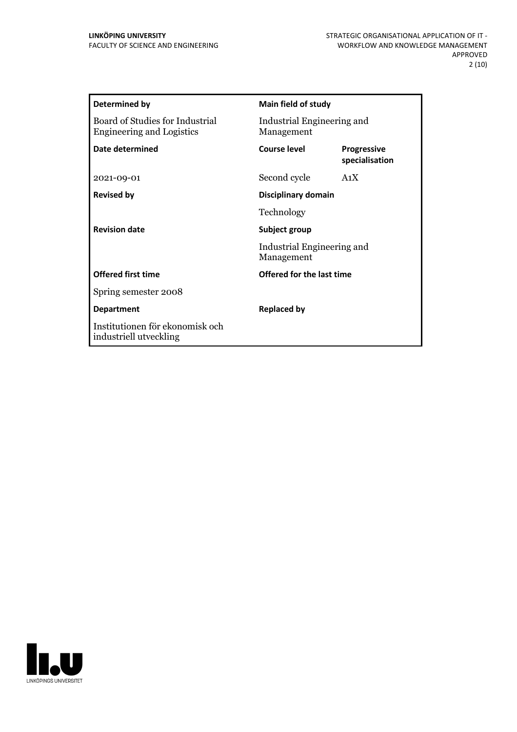| Determined by | Main field of study | |
|---|---|---|
| Board of Studies for Industrial Engineering and Logistics | Industrial Engineering and Management | |
| **Date determined** | **Course level** | **Progressive specialisation** |
| 2021-09-01 | Second cycle | A1X |
| **Revised by** | **Disciplinary domain** | |
| | Technology | |
| **Revision date** | **Subject group** | |
| | Industrial Engineering and Management | |
| **Offered first time** | **Offered for the last time** | |
| Spring semester 2008 | | |
| **Department** | **Replaced by** | |
| Institutionen för ekonomisk och industriell utveckling | | |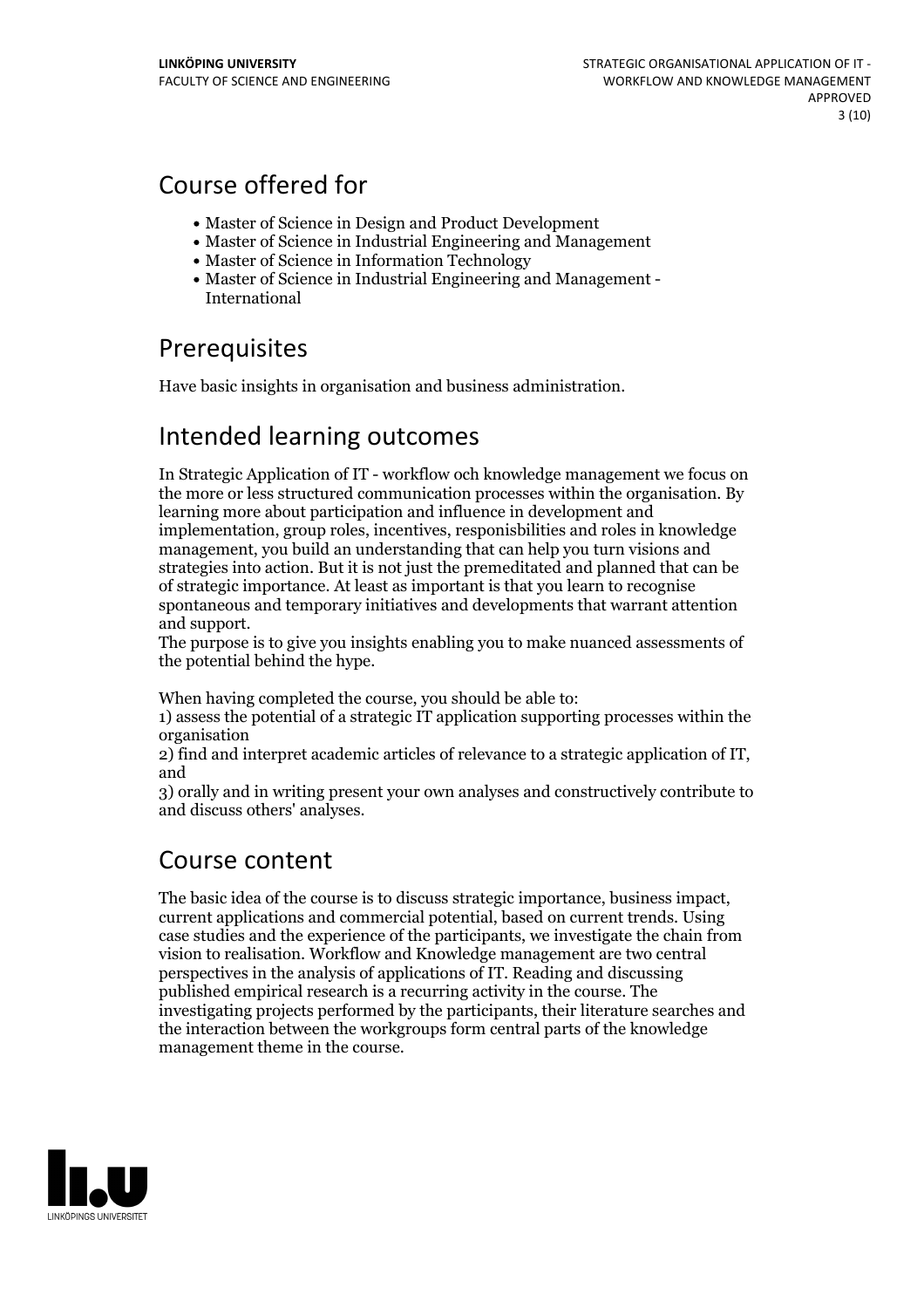## Course offered for

- Master of Science in Design and Product Development
- Master of Science in Industrial Engineering and Management
- Master of Science in Information Technology
- Master of Science in Industrial Engineering and Management - International

## Prerequisites

Have basic insights in organisation and business administration.

## Intended learning outcomes

In Strategic Application of IT - workflow och knowledge management we focus on the more or less structured communication processes within the organisation. By learning more about participation and influence in development and implementation, group roles, incentives, responisbilities and roles in knowledge management, you build an understanding that can help you turn visions and strategies into action. But it is not just the premeditated and planned that can be of strategic importance. At least as important is that you learn to recognise spontaneous and temporary initiatives and developments that warrant attention and support.
The purpose is to give you insights enabling you to make nuanced assessments of the potential behind the hype.

When having completed the course, you should be able to:
1) assess the potential of a strategic IT application supporting processes within the organisation
2) find and interpret academic articles of relevance to a strategic application of IT, and
3) orally and in writing present your own analyses and constructively contribute to and discuss others' analyses.

## Course content

The basic idea of the course is to discuss strategic importance, business impact, current applications and commercial potential, based on current trends. Using case studies and the experience of the participants, we investigate the chain from vision to realisation. Workflow and Knowledge management are two central perspectives in the analysis of applications of IT. Reading and discussing published empirical research is a recurring activity in the course. The investigating projects performed by the participants, their literature searches and the interaction between the workgroups form central parts of the knowledge management theme in the course.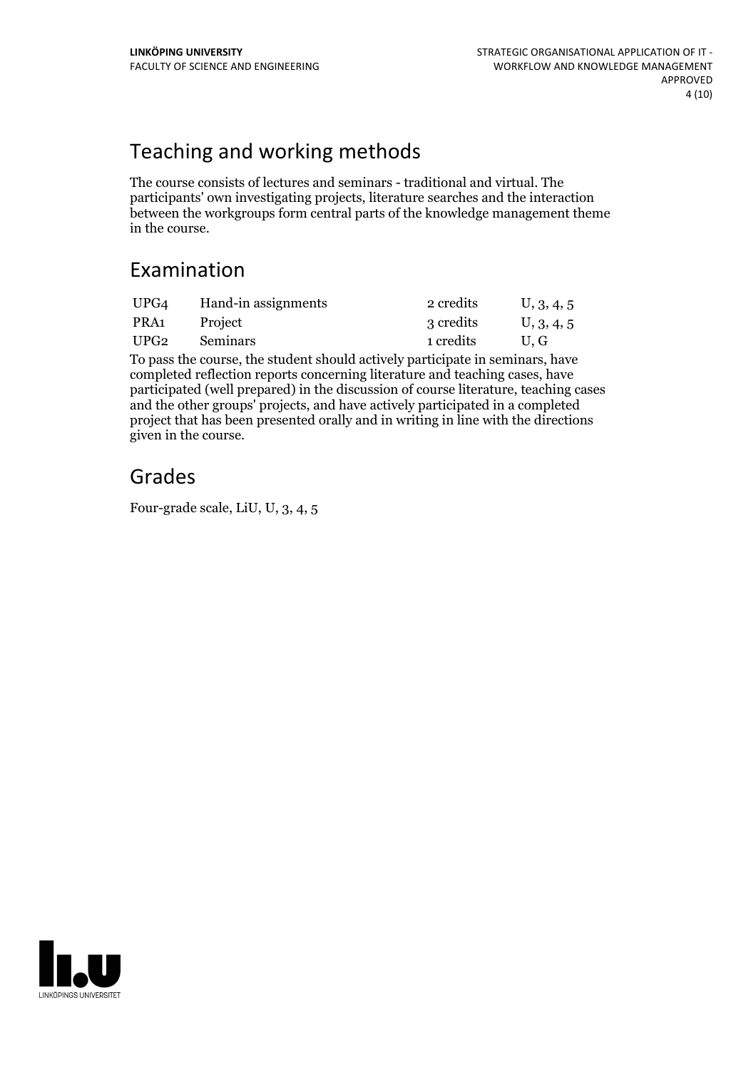## Teaching and working methods

The course consists of lectures and seminars - traditional and virtual. The participants' own investigating projects, literature searches and the interaction between the workgroups form central parts of the knowledge management theme in the course.

## Examination

| | | | |
|---|---|---|---|
| UPG4 | Hand-in assignments | 2 credits | U, 3, 4, 5 |
| PRA1 | Project | 3 credits | U, 3, 4, 5 |
| UPG2 | Seminars | 1 credits | U, G |

To pass the course, the student should actively participate in seminars, have completed reflection reports concerning literature and teaching cases, have participated (well prepared) in the discussion of course literature, teaching cases and the other groups' projects, and have actively participated in a completed project that has been presented orally and in writing in line with the directions given in the course.

## Grades

Four-grade scale, LiU, U, 3, 4, 5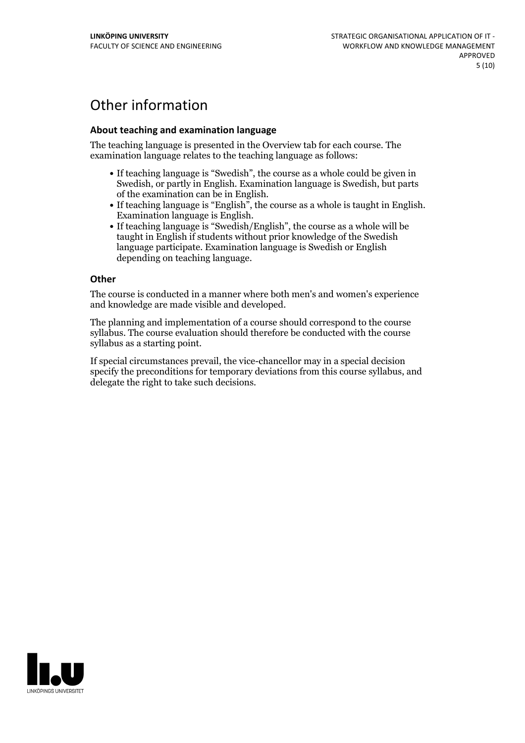# Other information

### About teaching and examination language

The teaching language is presented in the Overview tab for each course. The examination language relates to the teaching language as follows:

- If teaching language is "Swedish", the course as a whole could be given in Swedish, or partly in English. Examination language is Swedish, but parts of the examination can be in English.
- If teaching language is "English", the course as a whole is taught in English. Examination language is English.
- If teaching language is "Swedish/English", the course as a whole will be taught in English if students without prior knowledge of the Swedish language participate. Examination language is Swedish or English depending on teaching language.

### Other

The course is conducted in a manner where both men's and women's experience and knowledge are made visible and developed.

The planning and implementation of a course should correspond to the course syllabus. The course evaluation should therefore be conducted with the course syllabus as a starting point.

If special circumstances prevail, the vice-chancellor may in a special decision specify the preconditions for temporary deviations from this course syllabus, and delegate the right to take such decisions.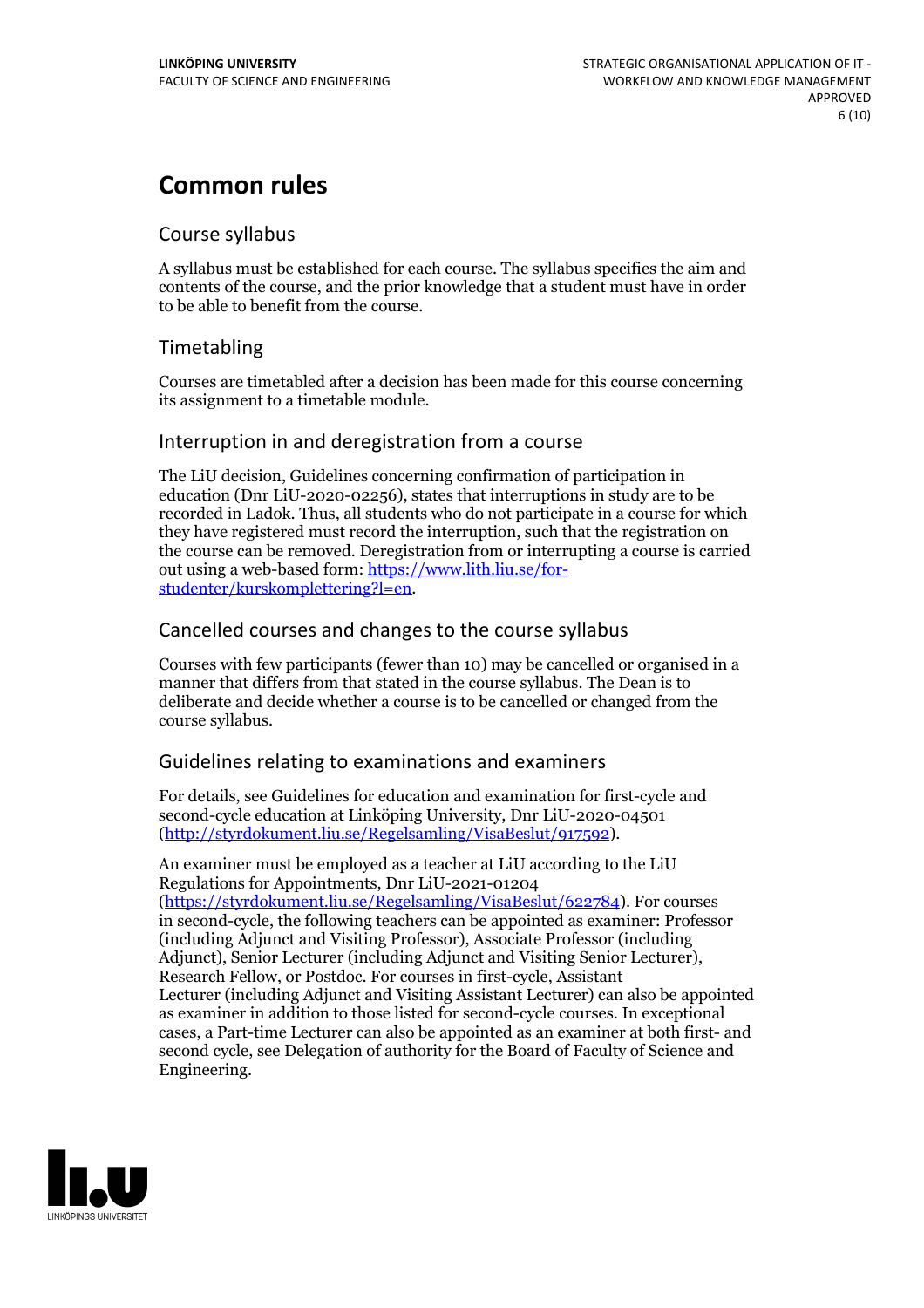# Common rules

## Course syllabus

A syllabus must be established for each course. The syllabus specifies the aim and contents of the course, and the prior knowledge that a student must have in order to be able to benefit from the course.

## Timetabling

Courses are timetabled after a decision has been made for this course concerning its assignment to a timetable module.

## Interruption in and deregistration from a course

The LiU decision, Guidelines concerning confirmation of participation in education (Dnr LiU-2020-02256), states that interruptions in study are to be recorded in Ladok. Thus, all students who do not participate in a course for which they have registered must record the interruption, such that the registration on the course can be removed. Deregistration from or interrupting a course is carried out using a web-based form: https://www.lith.liu.se/for-studenter/kurskomplettering?l=en.

## Cancelled courses and changes to the course syllabus

Courses with few participants (fewer than 10) may be cancelled or organised in a manner that differs from that stated in the course syllabus. The Dean is to deliberate and decide whether a course is to be cancelled or changed from the course syllabus.

## Guidelines relating to examinations and examiners

For details, see Guidelines for education and examination for first-cycle and second-cycle education at Linköping University, Dnr LiU-2020-04501 (http://styrdokument.liu.se/Regelsamling/VisaBeslut/917592).

An examiner must be employed as a teacher at LiU according to the LiU Regulations for Appointments, Dnr LiU-2021-01204 (https://styrdokument.liu.se/Regelsamling/VisaBeslut/622784). For courses in second-cycle, the following teachers can be appointed as examiner: Professor (including Adjunct and Visiting Professor), Associate Professor (including Adjunct), Senior Lecturer (including Adjunct and Visiting Senior Lecturer), Research Fellow, or Postdoc. For courses in first-cycle, Assistant Lecturer (including Adjunct and Visiting Assistant Lecturer) can also be appointed as examiner in addition to those listed for second-cycle courses. In exceptional cases, a Part-time Lecturer can also be appointed as an examiner at both first- and second cycle, see Delegation of authority for the Board of Faculty of Science and Engineering.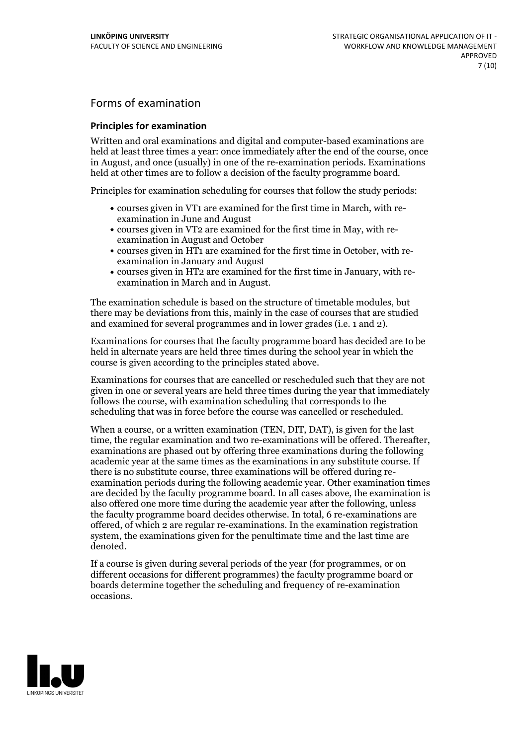## Forms of examination

### Principles for examination

Written and oral examinations and digital and computer-based examinations are held at least three times a year: once immediately after the end of the course, once in August, and once (usually) in one of the re-examination periods. Examinations held at other times are to follow a decision of the faculty programme board.

Principles for examination scheduling for courses that follow the study periods:

- courses given in VT1 are examined for the first time in March, with re-examination in June and August
- courses given in VT2 are examined for the first time in May, with re-examination in August and October
- courses given in HT1 are examined for the first time in October, with re-examination in January and August
- courses given in HT2 are examined for the first time in January, with re-examination in March and in August.

The examination schedule is based on the structure of timetable modules, but there may be deviations from this, mainly in the case of courses that are studied and examined for several programmes and in lower grades (i.e. 1 and 2).

Examinations for courses that the faculty programme board has decided are to be held in alternate years are held three times during the school year in which the course is given according to the principles stated above.

Examinations for courses that are cancelled or rescheduled such that they are not given in one or several years are held three times during the year that immediately follows the course, with examination scheduling that corresponds to the scheduling that was in force before the course was cancelled or rescheduled.

When a course, or a written examination (TEN, DIT, DAT), is given for the last time, the regular examination and two re-examinations will be offered. Thereafter, examinations are phased out by offering three examinations during the following academic year at the same times as the examinations in any substitute course. If there is no substitute course, three examinations will be offered during re-examination periods during the following academic year. Other examination times are decided by the faculty programme board. In all cases above, the examination is also offered one more time during the academic year after the following, unless the faculty programme board decides otherwise. In total, 6 re-examinations are offered, of which 2 are regular re-examinations. In the examination registration system, the examinations given for the penultimate time and the last time are denoted.

If a course is given during several periods of the year (for programmes, or on different occasions for different programmes) the faculty programme board or boards determine together the scheduling and frequency of re-examination occasions.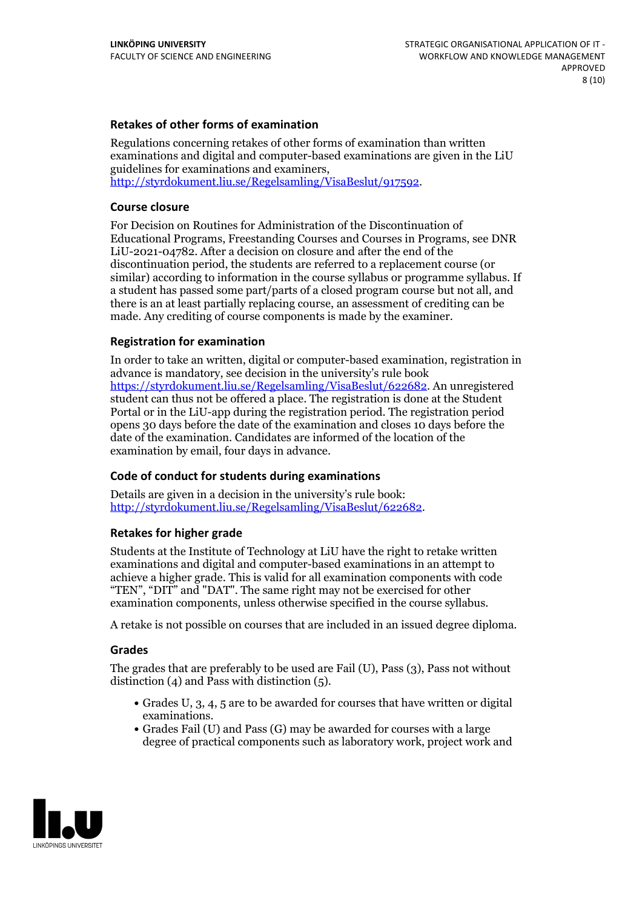### Retakes of other forms of examination

Regulations concerning retakes of other forms of examination than written examinations and digital and computer-based examinations are given in the LiU guidelines for examinations and examiners, http://styrdokument.liu.se/Regelsamling/VisaBeslut/917592.

### Course closure

For Decision on Routines for Administration of the Discontinuation of Educational Programs, Freestanding Courses and Courses in Programs, see DNR LiU-2021-04782. After a decision on closure and after the end of the discontinuation period, the students are referred to a replacement course (or similar) according to information in the course syllabus or programme syllabus. If a student has passed some part/parts of a closed program course but not all, and there is an at least partially replacing course, an assessment of crediting can be made. Any crediting of course components is made by the examiner.

### Registration for examination

In order to take an written, digital or computer-based examination, registration in advance is mandatory, see decision in the university's rule book https://styrdokument.liu.se/Regelsamling/VisaBeslut/622682. An unregistered student can thus not be offered a place. The registration is done at the Student Portal or in the LiU-app during the registration period. The registration period opens 30 days before the date of the examination and closes 10 days before the date of the examination. Candidates are informed of the location of the examination by email, four days in advance.

### Code of conduct for students during examinations

Details are given in a decision in the university's rule book: http://styrdokument.liu.se/Regelsamling/VisaBeslut/622682.

### Retakes for higher grade

Students at the Institute of Technology at LiU have the right to retake written examinations and digital and computer-based examinations in an attempt to achieve a higher grade. This is valid for all examination components with code "TEN", "DIT" and "DAT". The same right may not be exercised for other examination components, unless otherwise specified in the course syllabus.

A retake is not possible on courses that are included in an issued degree diploma.

### Grades

The grades that are preferably to be used are Fail (U), Pass (3), Pass not without distinction (4) and Pass with distinction (5).

- Grades U, 3, 4, 5 are to be awarded for courses that have written or digital examinations.
- Grades Fail (U) and Pass (G) may be awarded for courses with a large degree of practical components such as laboratory work, project work and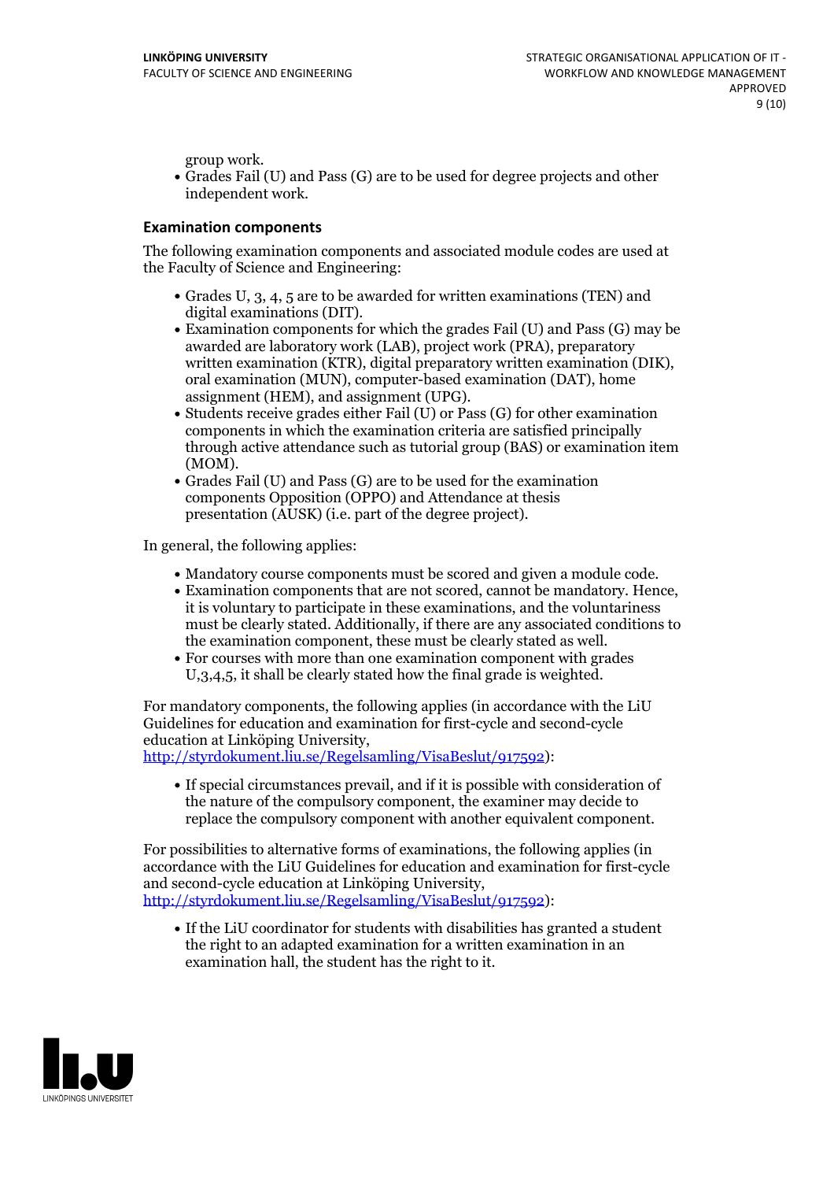group work.

- Grades Fail (U) and Pass (G) are to be used for degree projects and other independent work.

### Examination components

The following examination components and associated module codes are used at the Faculty of Science and Engineering:

- Grades U, 3, 4, 5 are to be awarded for written examinations (TEN) and digital examinations (DIT).
- Examination components for which the grades Fail (U) and Pass (G) may be awarded are laboratory work (LAB), project work (PRA), preparatory written examination (KTR), digital preparatory written examination (DIK), oral examination (MUN), computer-based examination (DAT), home assignment (HEM), and assignment (UPG).
- Students receive grades either Fail (U) or Pass (G) for other examination components in which the examination criteria are satisfied principally through active attendance such as tutorial group (BAS) or examination item (MOM).
- Grades Fail (U) and Pass (G) are to be used for the examination components Opposition (OPPO) and Attendance at thesis presentation (AUSK) (i.e. part of the degree project).

In general, the following applies:

- Mandatory course components must be scored and given a module code.
- Examination components that are not scored, cannot be mandatory. Hence, it is voluntary to participate in these examinations, and the voluntariness must be clearly stated. Additionally, if there are any associated conditions to the examination component, these must be clearly stated as well.
- For courses with more than one examination component with grades U,3,4,5, it shall be clearly stated how the final grade is weighted.

For mandatory components, the following applies (in accordance with the LiU Guidelines for education and examination for first-cycle and second-cycle education at Linköping University, http://styrdokument.liu.se/Regelsamling/VisaBeslut/917592):

- If special circumstances prevail, and if it is possible with consideration of the nature of the compulsory component, the examiner may decide to replace the compulsory component with another equivalent component.

For possibilities to alternative forms of examinations, the following applies (in accordance with the LiU Guidelines for education and examination for first-cycle and second-cycle education at Linköping University, http://styrdokument.liu.se/Regelsamling/VisaBeslut/917592):

- If the LiU coordinator for students with disabilities has granted a student the right to an adapted examination for a written examination in an examination hall, the student has the right to it.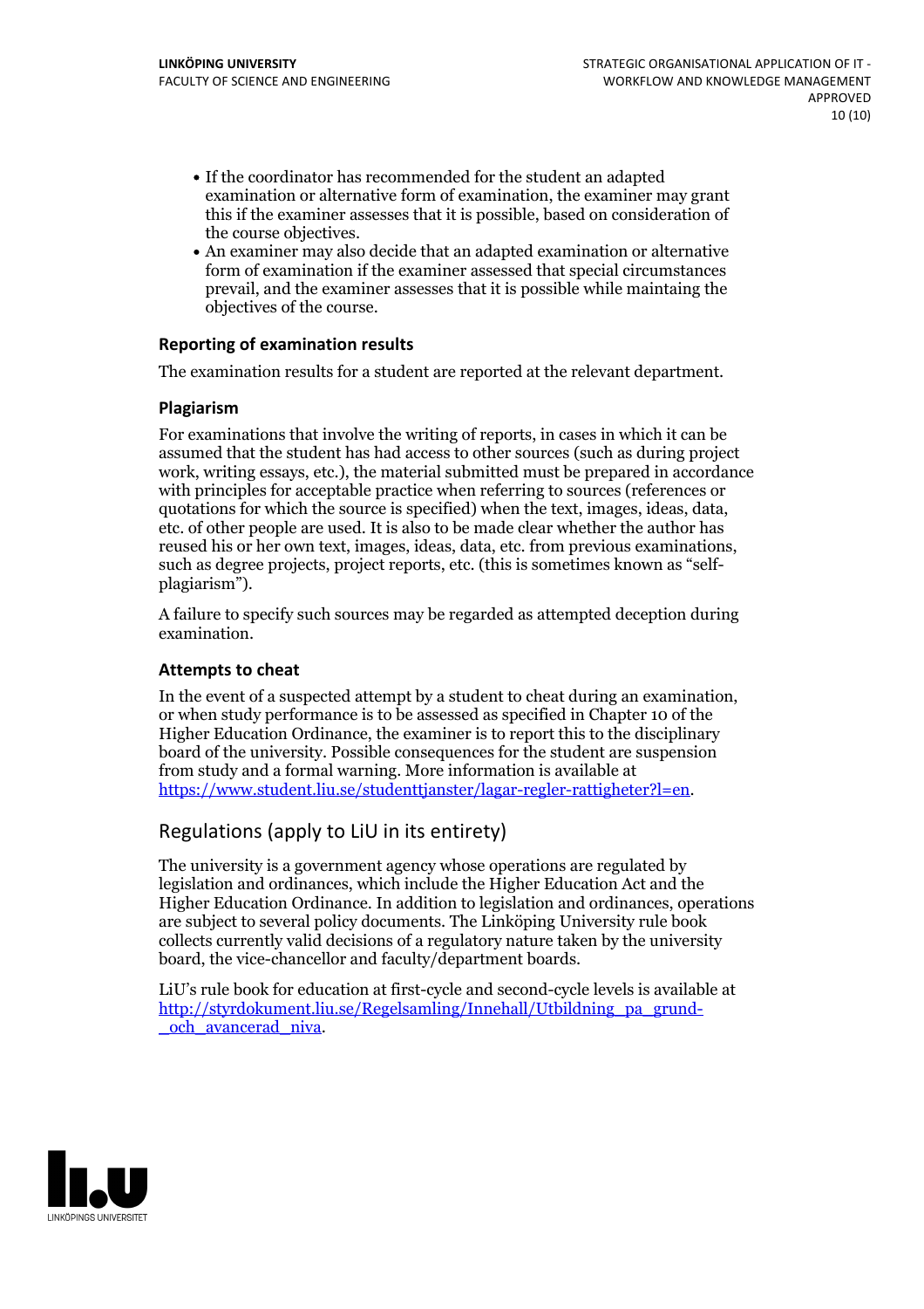- If the coordinator has recommended for the student an adapted examination or alternative form of examination, the examiner may grant this if the examiner assesses that it is possible, based on consideration of the course objectives.
- An examiner may also decide that an adapted examination or alternative form of examination if the examiner assessed that special circumstances prevail, and the examiner assesses that it is possible while maintaing the objectives of the course.

### Reporting of examination results

The examination results for a student are reported at the relevant department.

### Plagiarism

For examinations that involve the writing of reports, in cases in which it can be assumed that the student has had access to other sources (such as during project work, writing essays, etc.), the material submitted must be prepared in accordance with principles for acceptable practice when referring to sources (references or quotations for which the source is specified) when the text, images, ideas, data, etc. of other people are used. It is also to be made clear whether the author has reused his or her own text, images, ideas, data, etc. from previous examinations, such as degree projects, project reports, etc. (this is sometimes known as "self-plagiarism").

A failure to specify such sources may be regarded as attempted deception during examination.

### Attempts to cheat

In the event of a suspected attempt by a student to cheat during an examination, or when study performance is to be assessed as specified in Chapter 10 of the Higher Education Ordinance, the examiner is to report this to the disciplinary board of the university. Possible consequences for the student are suspension from study and a formal warning. More information is available at https://www.student.liu.se/studenttjanster/lagar-regler-rattigheter?l=en.

## Regulations (apply to LiU in its entirety)

The university is a government agency whose operations are regulated by legislation and ordinances, which include the Higher Education Act and the Higher Education Ordinance. In addition to legislation and ordinances, operations are subject to several policy documents. The Linköping University rule book collects currently valid decisions of a regulatory nature taken by the university board, the vice-chancellor and faculty/department boards.

LiU's rule book for education at first-cycle and second-cycle levels is available at http://styrdokument.liu.se/Regelsamling/Innehall/Utbildning_pa_grund-_och_avancerad_niva.